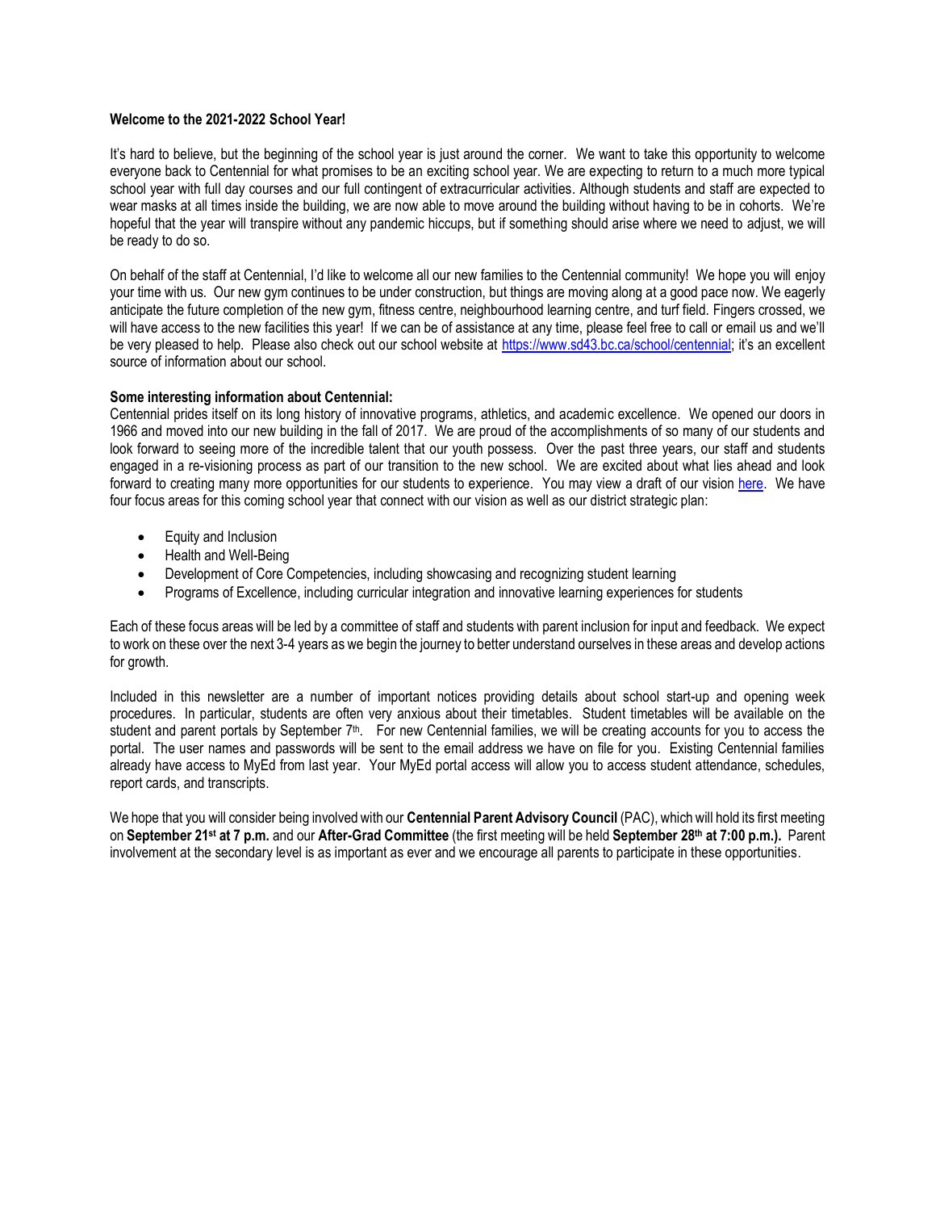**Welcome to the 2021-2022 School Year!**

It's hard to believe, but the beginning of the school year is just around the corner. We want to take this opportunity to welcome everyone back to Centennial for what promises to be an exciting school year. We are expecting to return to a much more typical school year with full day courses and our full contingent of extracurricular activities. Although students and staff are expected to wear masks at all times inside the building, we are now able to move around the building without having to be in cohorts. We're hopeful that the year will transpire without any pandemic hiccups, but if something should arise where we need to adjust, we will be ready to do so.

On behalf of the staff at Centennial, I'd like to welcome all our new families to the Centennial community! We hope you will enjoy your time with us. Our new gym continues to be under construction, but things are moving along at a good pace now. We eagerly anticipate the future completion of the new gym, fitness centre, neighbourhood learning centre, and turf field. Fingers crossed, we will have access to the new facilities this year! If we can be of assistance at any time, please feel free to call or email us and we'll be very pleased to help. Please also check out our school website at [https://www.sd43.bc.ca/school/centennial](https://www.sd43.bc.ca/school/centennial); it's an excellent source of information about our school.

**Some interesting information about Centennial:**

Centennial prides itself on its long history of innovative programs, athletics, and academic excellence. We opened our doors in 1966 and moved into our new building in the fall of 2017. We are proud of the accomplishments of so many of our students and look forward to seeing more of the incredible talent that our youth possess. Over the past three years, our staff and students engaged in a re-visioning process as part of our transition to the new school. We are excited about what lies ahead and look forward to creating many more opportunities for our students to experience. You may view a draft of our vision here. We have four focus areas for this coming school year that connect with our vision as well as our district strategic plan:

- Equity and Inclusion
- Health and Well-Being
- Development of Core Competencies, including showcasing and recognizing student learning
- Programs of Excellence, including curricular integration and innovative learning experiences for students

Each of these focus areas will be led by a committee of staff and students with parent inclusion for input and feedback. We expect to work on these over the next 3-4 years as we begin the journey to better understand ourselves in these areas and develop actions for growth.

Included in this newsletter are a number of important notices providing details about school start-up and opening week procedures. In particular, students are often very anxious about their timetables. Student timetables will be available on the student and parent portals by September 7th. For new Centennial families, we will be creating accounts for you to access the portal. The user names and passwords will be sent to the email address we have on file for you. Existing Centennial families already have access to MyEd from last year. Your MyEd portal access will allow you to access student attendance, schedules, report cards, and transcripts.

We hope that you will consider being involved with our **Centennial Parent Advisory Council** (PAC), which will hold its first meeting on **September 21st at 7 p.m.** and our **After-Grad Committee** (the first meeting will be held **September 28th at 7:00 p.m.).** Parent involvement at the secondary level is as important as ever and we encourage all parents to participate in these opportunities.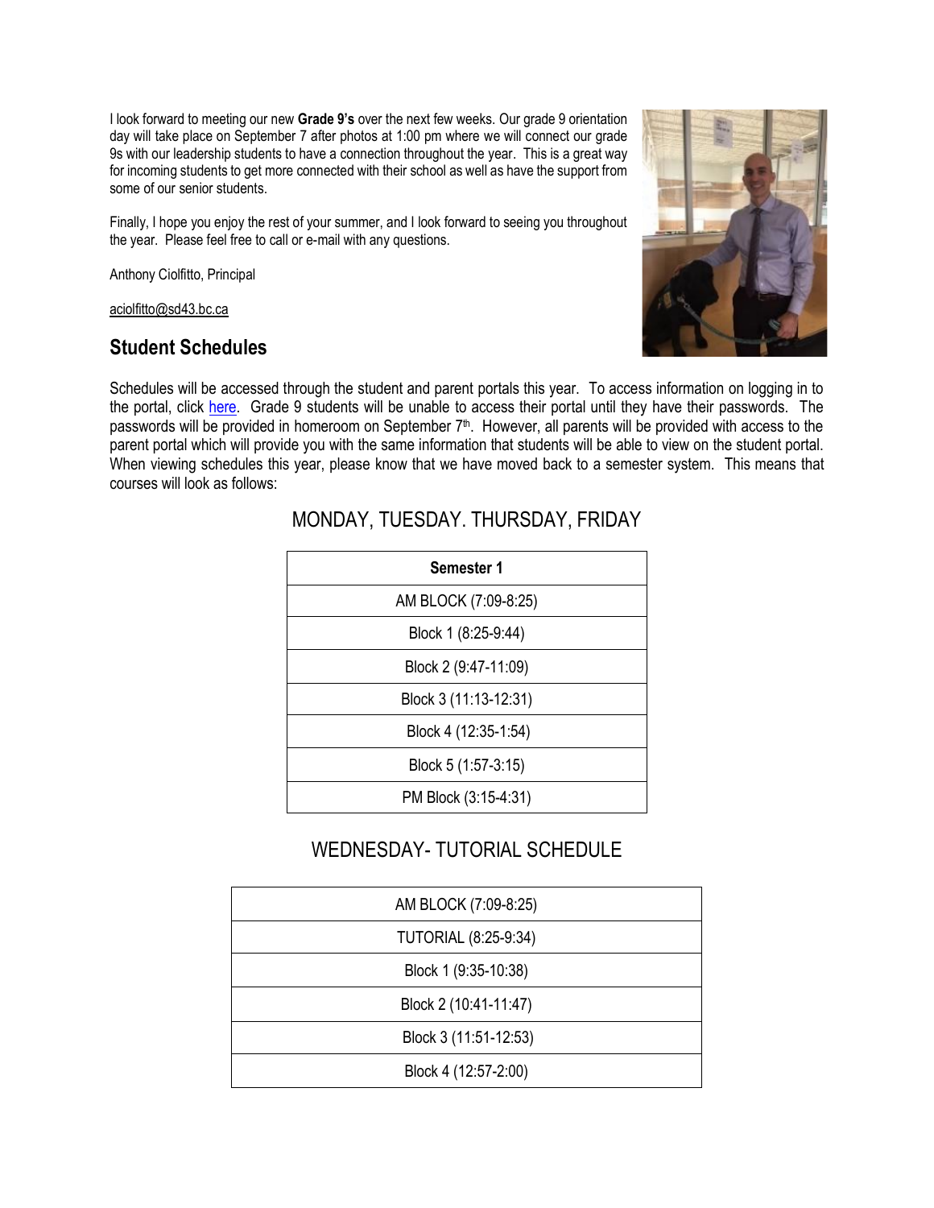I look forward to meeting our new **Grade 9's** over the next few weeks. Our grade 9 orientation day will take place on September 7 after photos at 1:00 pm where we will connect our grade 9s with our leadership students to have a connection throughout the year. This is a great way for incoming students to get more connected with their school as well as have the support from some of our senior students.

Finally, I hope you enjoy the rest of your summer, and I look forward to seeing you throughout the year. Please feel free to call or e-mail with any questions.

Anthony Ciolfitto, Principal

aciolfitto@sd43.bc.ca

## Student Schedules

Schedules will be accessed through the student and parent portals this year. To access information on logging in to the portal, click here. Grade 9 students will be unable to access their portal until they have their passwords. The passwords will be provided in homeroom on September 7th. However, all parents will be provided with access to the parent portal which will provide you with the same information that students will be able to view on the student portal. When viewing schedules this year, please know that we have moved back to a semester system. This means that courses will look as follows:

### MONDAY, TUESDAY. THURSDAY, FRIDAY

| Semester 1 |
|---|
| AM BLOCK (7:09-8:25) |
| Block 1 (8:25-9:44) |
| Block 2 (9:47-11:09) |
| Block 3 (11:13-12:31) |
| Block 4 (12:35-1:54) |
| Block 5 (1:57-3:15) |
| PM Block (3:15-4:31) |

### WEDNESDAY- TUTORIAL SCHEDULE

| AM BLOCK (7:09-8:25) |
|---|
| TUTORIAL (8:25-9:34) |
| Block 1 (9:35-10:38) |
| Block 2 (10:41-11:47) |
| Block 3 (11:51-12:53) |
| Block 4 (12:57-2:00) |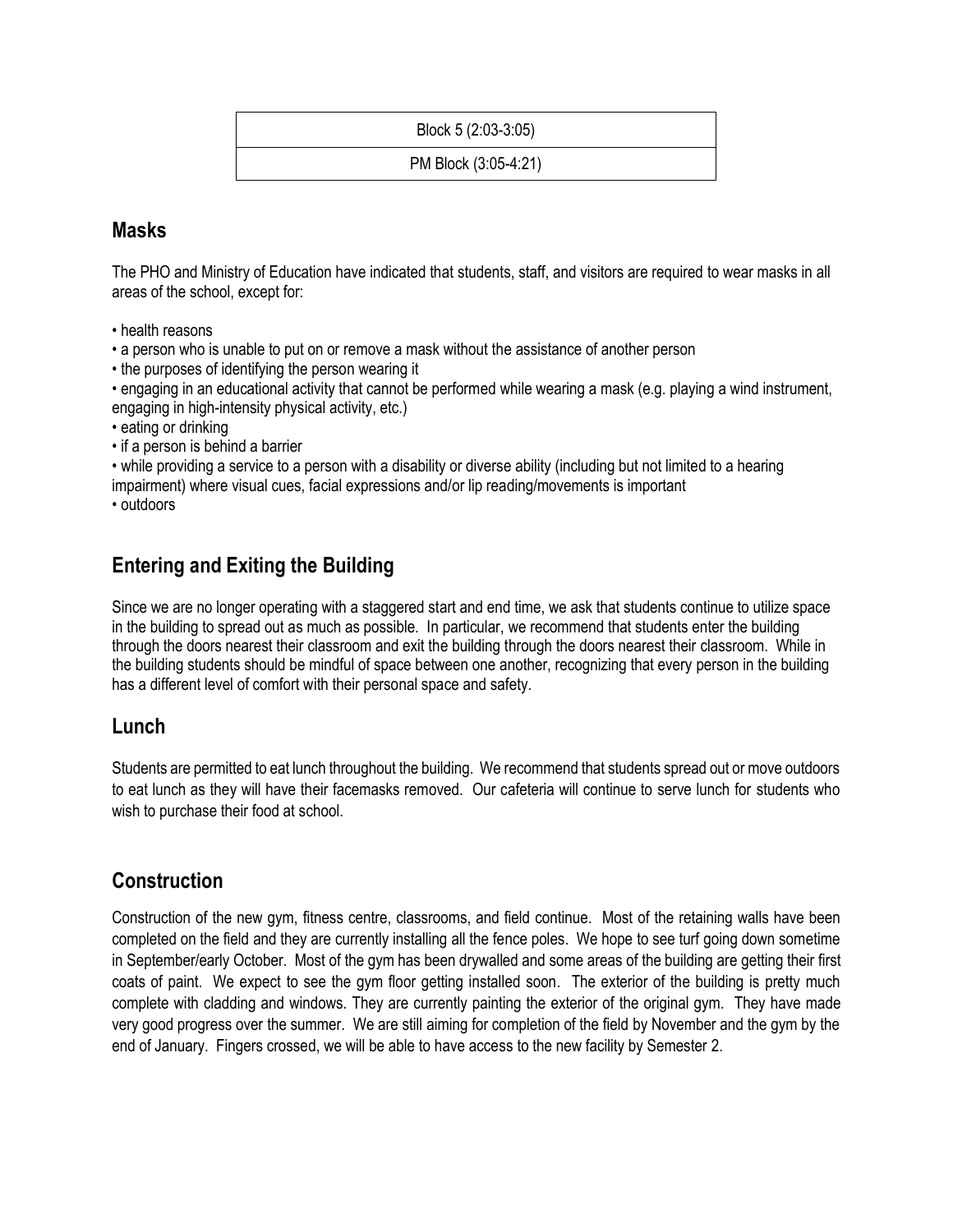| Block 5 (2:03-3:05) |
| --- |
| PM Block (3:05-4:21) |

## Masks

The PHO and Ministry of Education have indicated that students, staff, and visitors are required to wear masks in all areas of the school, except for:

- health reasons
- a person who is unable to put on or remove a mask without the assistance of another person
- the purposes of identifying the person wearing it
- engaging in an educational activity that cannot be performed while wearing a mask (e.g. playing a wind instrument, engaging in high-intensity physical activity, etc.)
- eating or drinking
- if a person is behind a barrier
- while providing a service to a person with a disability or diverse ability (including but not limited to a hearing impairment) where visual cues, facial expressions and/or lip reading/movements is important
- outdoors

## Entering and Exiting the Building

Since we are no longer operating with a staggered start and end time, we ask that students continue to utilize space in the building to spread out as much as possible. In particular, we recommend that students enter the building through the doors nearest their classroom and exit the building through the doors nearest their classroom. While in the building students should be mindful of space between one another, recognizing that every person in the building has a different level of comfort with their personal space and safety.

## Lunch

Students are permitted to eat lunch throughout the building. We recommend that students spread out or move outdoors to eat lunch as they will have their facemasks removed. Our cafeteria will continue to serve lunch for students who wish to purchase their food at school.

## Construction

Construction of the new gym, fitness centre, classrooms, and field continue. Most of the retaining walls have been completed on the field and they are currently installing all the fence poles. We hope to see turf going down sometime in September/early October. Most of the gym has been drywalled and some areas of the building are getting their first coats of paint. We expect to see the gym floor getting installed soon. The exterior of the building is pretty much complete with cladding and windows. They are currently painting the exterior of the original gym. They have made very good progress over the summer. We are still aiming for completion of the field by November and the gym by the end of January. Fingers crossed, we will be able to have access to the new facility by Semester 2.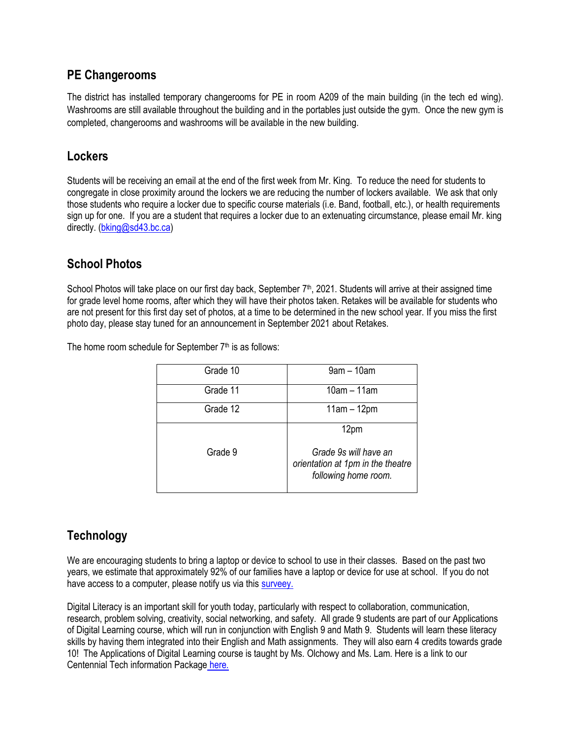## PE Changerooms

The district has installed temporary changerooms for PE in room A209 of the main building (in the tech ed wing). Washrooms are still available throughout the building and in the portables just outside the gym. Once the new gym is completed, changerooms and washrooms will be available in the new building.

## Lockers

Students will be receiving an email at the end of the first week from Mr. King. To reduce the need for students to congregate in close proximity around the lockers we are reducing the number of lockers available. We ask that only those students who require a locker due to specific course materials (i.e. Band, football, etc.), or health requirements sign up for one. If you are a student that requires a locker due to an extenuating circumstance, please email Mr. king directly. (bking@sd43.bc.ca)

## School Photos

School Photos will take place on our first day back, September 7th, 2021. Students will arrive at their assigned time for grade level home rooms, after which they will have their photos taken. Retakes will be available for students who are not present for this first day set of photos, at a time to be determined in the new school year. If you miss the first photo day, please stay tuned for an announcement in September 2021 about Retakes.

The home room schedule for September 7th is as follows:

| Grade | Time |
|---|---|
| Grade 10 | 9am – 10am |
| Grade 11 | 10am – 11am |
| Grade 12 | 11am – 12pm |
| Grade 9 | 12pm<br>*Grade 9s will have an orientation at 1pm in the theatre following home room.* |

## Technology

We are encouraging students to bring a laptop or device to school to use in their classes. Based on the past two years, we estimate that approximately 92% of our families have a laptop or device for use at school. If you do not have access to a computer, please notify us via this surveey.

Digital Literacy is an important skill for youth today, particularly with respect to collaboration, communication, research, problem solving, creativity, social networking, and safety. All grade 9 students are part of our Applications of Digital Learning course, which will run in conjunction with English 9 and Math 9. Students will learn these literacy skills by having them integrated into their English and Math assignments. They will also earn 4 credits towards grade 10! The Applications of Digital Learning course is taught by Ms. Olchowy and Ms. Lam. Here is a link to our Centennial Tech information Package here.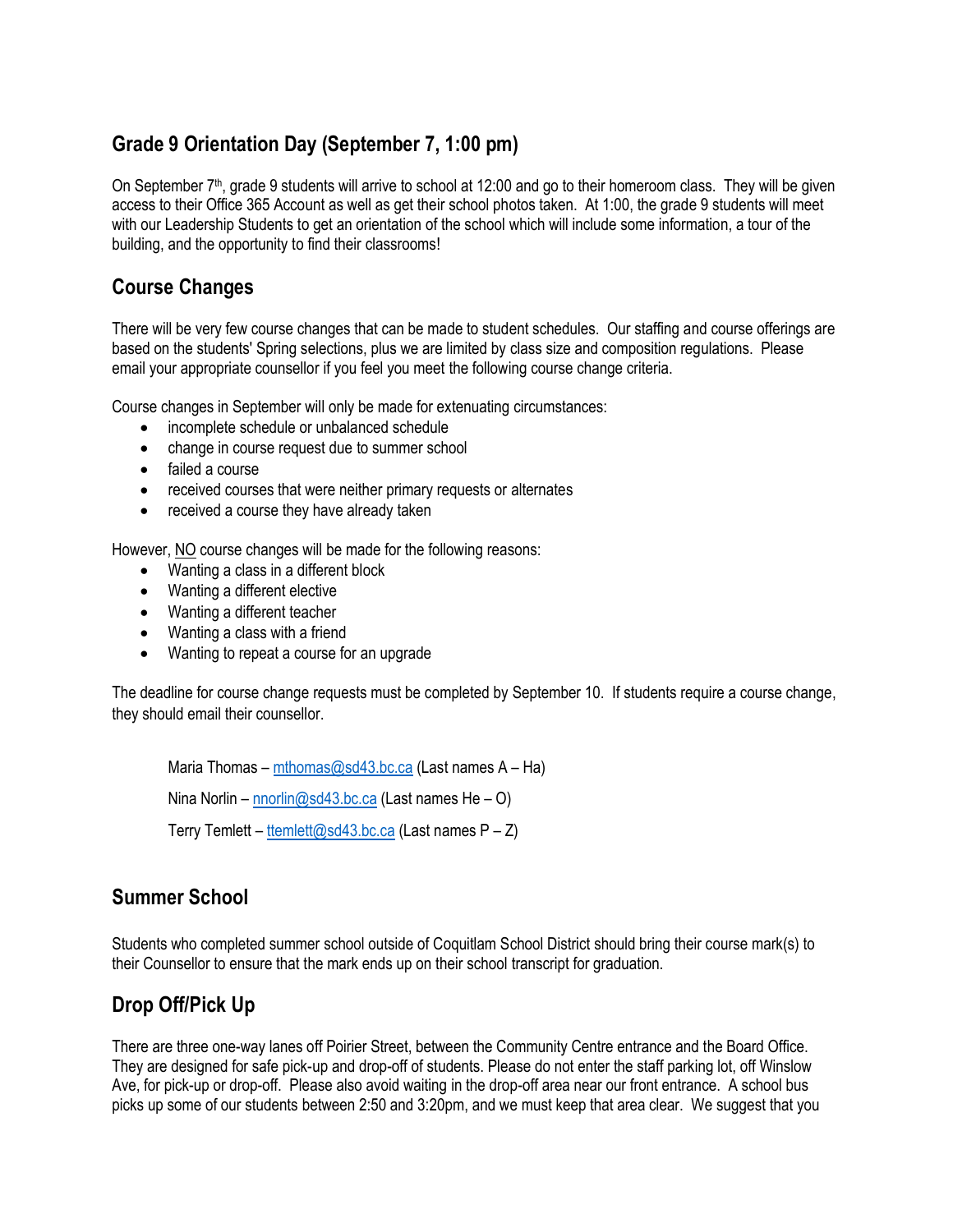## Grade 9 Orientation Day (September 7, 1:00 pm)

On September 7th, grade 9 students will arrive to school at 12:00 and go to their homeroom class. They will be given access to their Office 365 Account as well as get their school photos taken. At 1:00, the grade 9 students will meet with our Leadership Students to get an orientation of the school which will include some information, a tour of the building, and the opportunity to find their classrooms!

## Course Changes

There will be very few course changes that can be made to student schedules. Our staffing and course offerings are based on the students' Spring selections, plus we are limited by class size and composition regulations. Please email your appropriate counsellor if you feel you meet the following course change criteria.

Course changes in September will only be made for extenuating circumstances:

- incomplete schedule or unbalanced schedule
- change in course request due to summer school
- failed a course
- received courses that were neither primary requests or alternates
- received a course they have already taken

However, NO course changes will be made for the following reasons:

- Wanting a class in a different block
- Wanting a different elective
- Wanting a different teacher
- Wanting a class with a friend
- Wanting to repeat a course for an upgrade

The deadline for course change requests must be completed by September 10. If students require a course change, they should email their counsellor.

Maria Thomas – mthomas@sd43.bc.ca (Last names A – Ha)

Nina Norlin – nnorlin@sd43.bc.ca (Last names He – O)

Terry Temlett – ttemlett@sd43.bc.ca (Last names P – Z)

## Summer School

Students who completed summer school outside of Coquitlam School District should bring their course mark(s) to their Counsellor to ensure that the mark ends up on their school transcript for graduation.

## Drop Off/Pick Up

There are three one-way lanes off Poirier Street, between the Community Centre entrance and the Board Office. They are designed for safe pick-up and drop-off of students. Please do not enter the staff parking lot, off Winslow Ave, for pick-up or drop-off. Please also avoid waiting in the drop-off area near our front entrance. A school bus picks up some of our students between 2:50 and 3:20pm, and we must keep that area clear. We suggest that you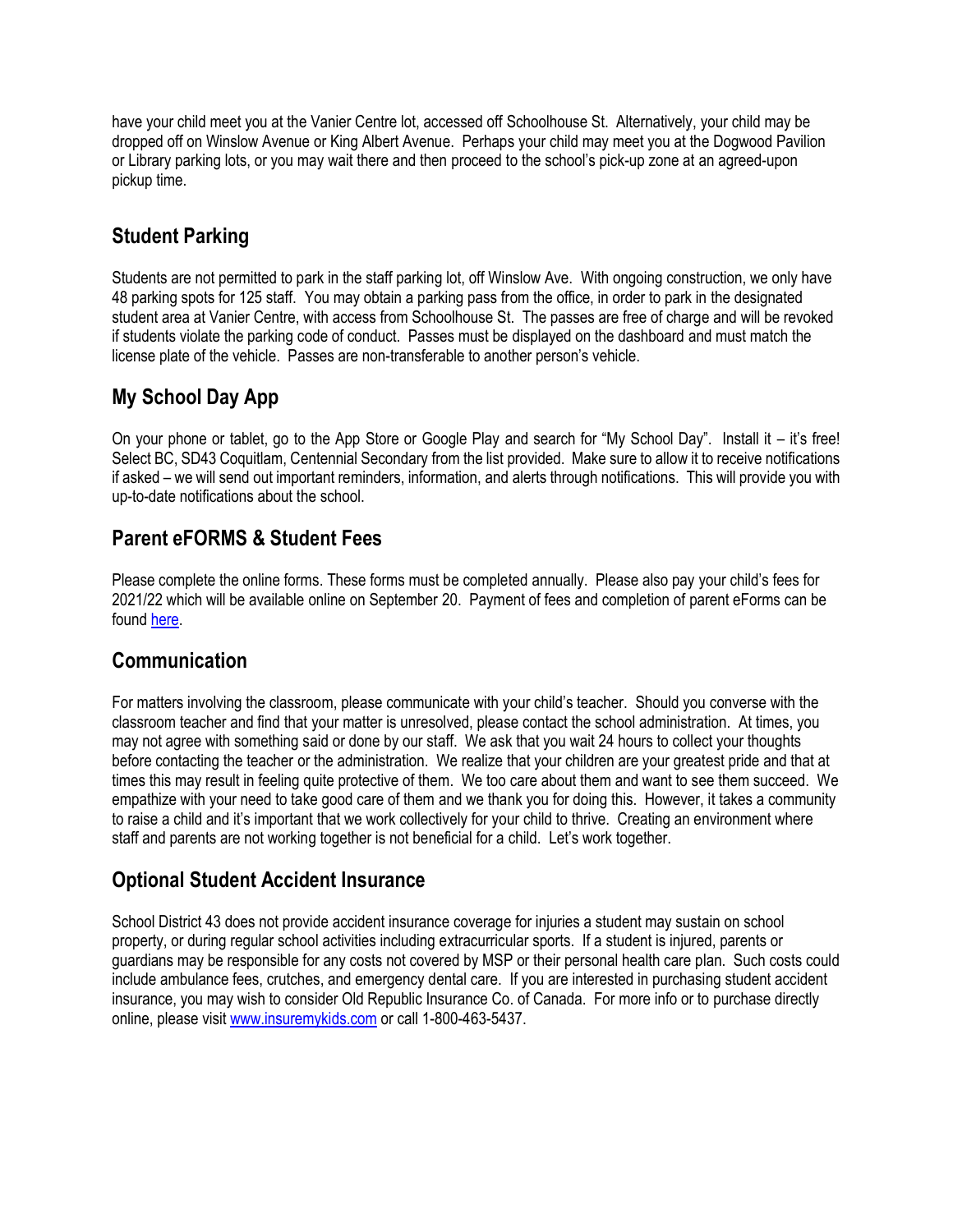have your child meet you at the Vanier Centre lot, accessed off Schoolhouse St. Alternatively, your child may be dropped off on Winslow Avenue or King Albert Avenue. Perhaps your child may meet you at the Dogwood Pavilion or Library parking lots, or you may wait there and then proceed to the school's pick-up zone at an agreed-upon pickup time.

## Student Parking

Students are not permitted to park in the staff parking lot, off Winslow Ave. With ongoing construction, we only have 48 parking spots for 125 staff. You may obtain a parking pass from the office, in order to park in the designated student area at Vanier Centre, with access from Schoolhouse St. The passes are free of charge and will be revoked if students violate the parking code of conduct. Passes must be displayed on the dashboard and must match the license plate of the vehicle. Passes are non-transferable to another person's vehicle.

## My School Day App

On your phone or tablet, go to the App Store or Google Play and search for "My School Day". Install it – it's free! Select BC, SD43 Coquitlam, Centennial Secondary from the list provided. Make sure to allow it to receive notifications if asked – we will send out important reminders, information, and alerts through notifications. This will provide you with up-to-date notifications about the school.

## Parent eFORMS & Student Fees

Please complete the online forms. These forms must be completed annually. Please also pay your child's fees for 2021/22 which will be available online on September 20. Payment of fees and completion of parent eForms can be found here.

## Communication

For matters involving the classroom, please communicate with your child's teacher. Should you converse with the classroom teacher and find that your matter is unresolved, please contact the school administration. At times, you may not agree with something said or done by our staff. We ask that you wait 24 hours to collect your thoughts before contacting the teacher or the administration. We realize that your children are your greatest pride and that at times this may result in feeling quite protective of them. We too care about them and want to see them succeed. We empathize with your need to take good care of them and we thank you for doing this. However, it takes a community to raise a child and it's important that we work collectively for your child to thrive. Creating an environment where staff and parents are not working together is not beneficial for a child. Let's work together.

## Optional Student Accident Insurance

School District 43 does not provide accident insurance coverage for injuries a student may sustain on school property, or during regular school activities including extracurricular sports. If a student is injured, parents or guardians may be responsible for any costs not covered by MSP or their personal health care plan. Such costs could include ambulance fees, crutches, and emergency dental care. If you are interested in purchasing student accident insurance, you may wish to consider Old Republic Insurance Co. of Canada. For more info or to purchase directly online, please visit www.insuremykids.com or call 1-800-463-5437.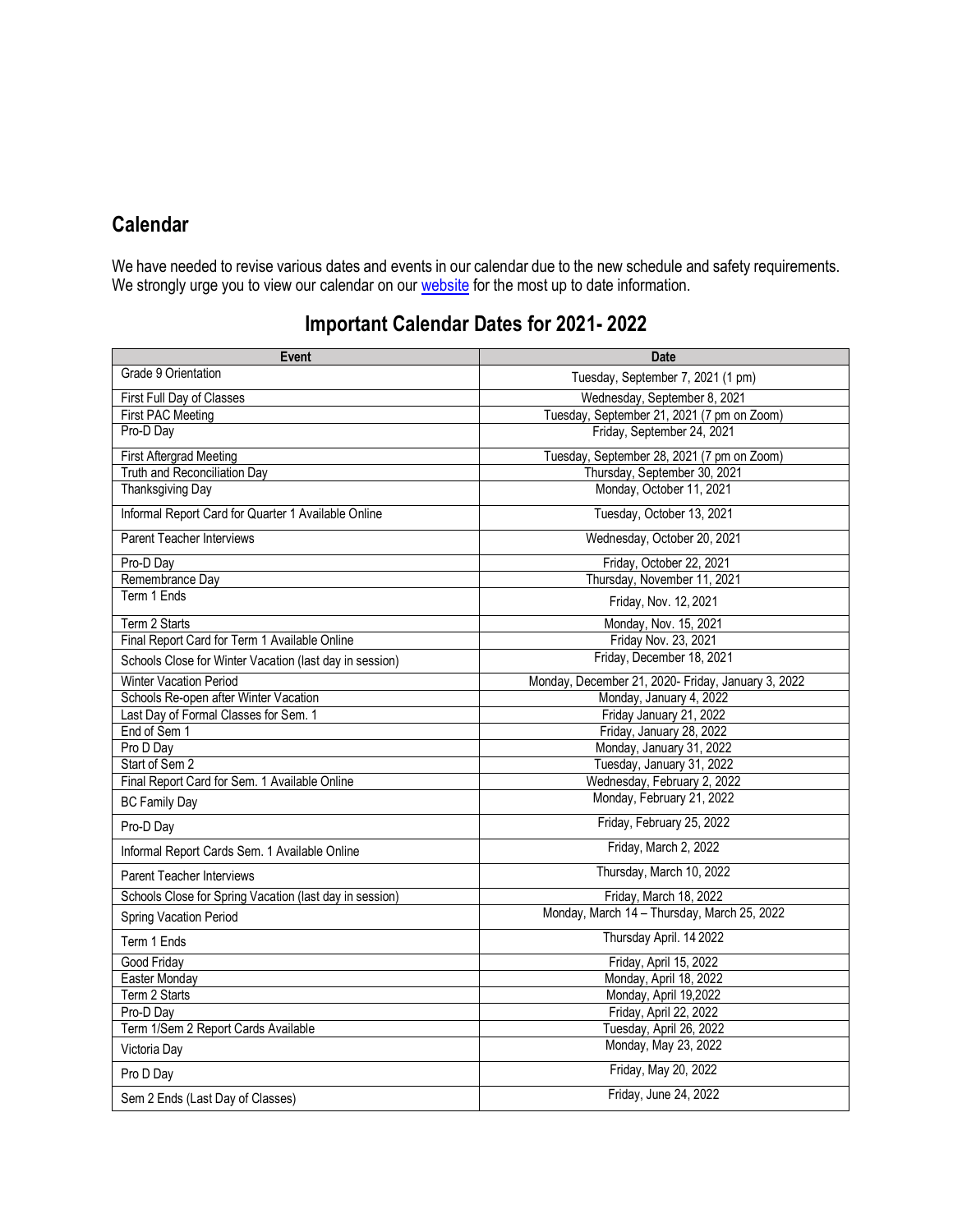## Calendar

We have needed to revise various dates and events in our calendar due to the new schedule and safety requirements. We strongly urge you to view our calendar on our [website](website) for the most up to date information.

### Important Calendar Dates for 2021- 2022

| Event | Date |
|---|---|
| Grade 9 Orientation | Tuesday, September 7, 2021 (1 pm) |
| First Full Day of Classes | Wednesday, September 8, 2021 |
| First PAC Meeting | Tuesday, September 21, 2021 (7 pm on Zoom) |
| Pro-D Day | Friday, September 24, 2021 |
| First Aftergrad Meeting | Tuesday, September 28, 2021 (7 pm on Zoom) |
| Truth and Reconciliation Day | Thursday, September 30, 2021 |
| Thanksgiving Day | Monday, October 11, 2021 |
| Informal Report Card for Quarter 1 Available Online | Tuesday, October 13, 2021 |
| Parent Teacher Interviews | Wednesday, October 20, 2021 |
| Pro-D Day | Friday, October 22, 2021 |
| Remembrance Day | Thursday, November 11, 2021 |
| Term 1 Ends | Friday, Nov. 12, 2021 |
| Term 2 Starts | Monday, Nov. 15, 2021 |
| Final Report Card for Term 1 Available Online | Friday Nov. 23, 2021 |
| Schools Close for Winter Vacation (last day in session) | Friday, December 18, 2021 |
| Winter Vacation Period | Monday, December 21, 2020- Friday, January 3, 2022 |
| Schools Re-open after Winter Vacation | Monday, January 4, 2022 |
| Last Day of Formal Classes for Sem. 1 | Friday January 21, 2022 |
| End of Sem 1 | Friday, January 28, 2022 |
| Pro D Day | Monday, January 31, 2022 |
| Start of Sem 2 | Tuesday, January 31, 2022 |
| Final Report Card for Sem. 1 Available Online | Wednesday, February 2, 2022 |
| BC Family Day | Monday, February 21, 2022 |
| Pro-D Day | Friday, February 25, 2022 |
| Informal Report Cards Sem. 1 Available Online | Friday, March 2, 2022 |
| Parent Teacher Interviews | Thursday, March 10, 2022 |
| Schools Close for Spring Vacation (last day in session) | Friday, March 18, 2022 |
| Spring Vacation Period | Monday, March 14 – Thursday, March 25, 2022 |
| Term 1 Ends | Thursday April. 14 2022 |
| Good Friday | Friday, April 15, 2022 |
| Easter Monday | Monday, April 18, 2022 |
| Term 2 Starts | Monday, April 19,2022 |
| Pro-D Day | Friday, April 22, 2022 |
| Term 1/Sem 2 Report Cards Available | Tuesday, April 26, 2022 |
| Victoria Day | Monday, May 23, 2022 |
| Pro D Day | Friday, May 20, 2022 |
| Sem 2 Ends (Last Day of Classes) | Friday, June 24, 2022 |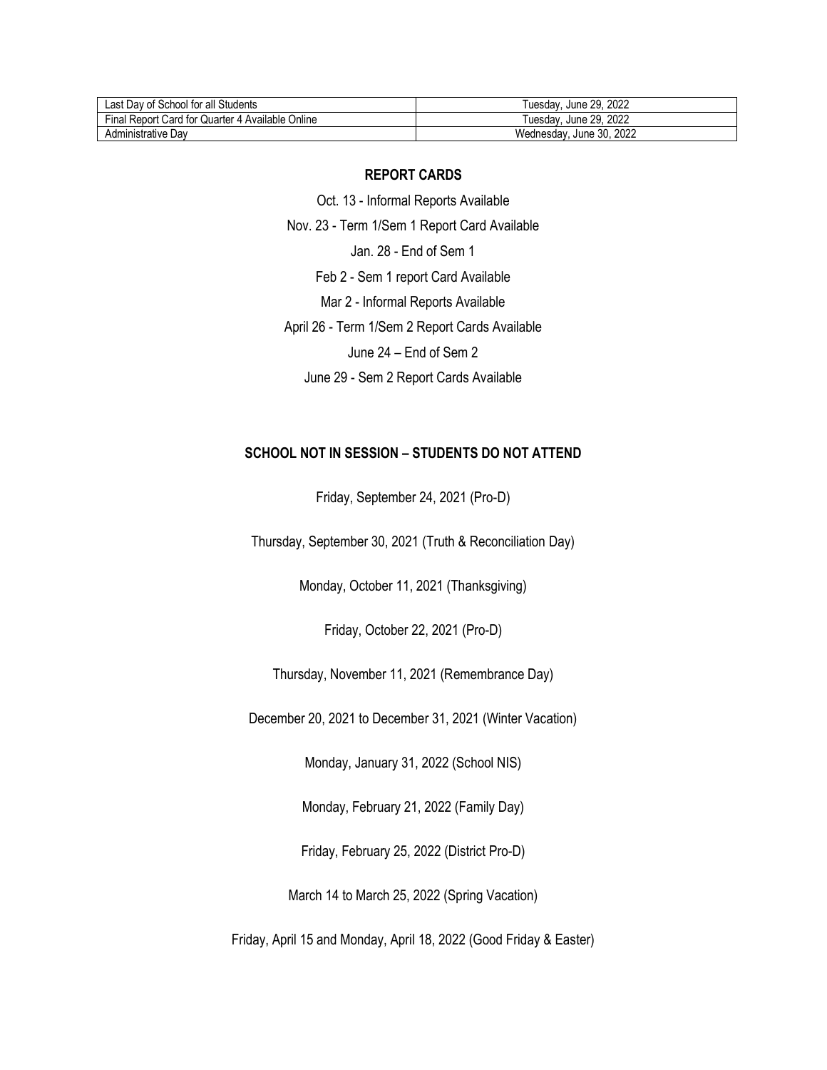| Last Day of School for all Students | Tuesday, June 29, 2022 |
|---|---|
| Final Report Card for Quarter 4 Available Online | Tuesday, June 29, 2022 |
| Administrative Day | Wednesday, June 30, 2022 |

## REPORT CARDS

Oct. 13 - Informal Reports Available

Nov. 23 - Term 1/Sem 1 Report Card Available

Jan. 28 - End of Sem 1

Feb 2 - Sem 1 report Card Available

Mar 2 - Informal Reports Available

April 26 - Term 1/Sem 2 Report Cards Available

June 24 – End of Sem 2

June 29 - Sem 2 Report Cards Available

## SCHOOL NOT IN SESSION – STUDENTS DO NOT ATTEND

Friday, September 24, 2021 (Pro-D)

Thursday, September 30, 2021 (Truth & Reconciliation Day)

Monday, October 11, 2021 (Thanksgiving)

Friday, October 22, 2021 (Pro-D)

Thursday, November 11, 2021 (Remembrance Day)

December 20, 2021 to December 31, 2021 (Winter Vacation)

Monday, January 31, 2022 (School NIS)

Monday, February 21, 2022 (Family Day)

Friday, February 25, 2022 (District Pro-D)

March 14 to March 25, 2022 (Spring Vacation)

Friday, April 15 and Monday, April 18, 2022 (Good Friday & Easter)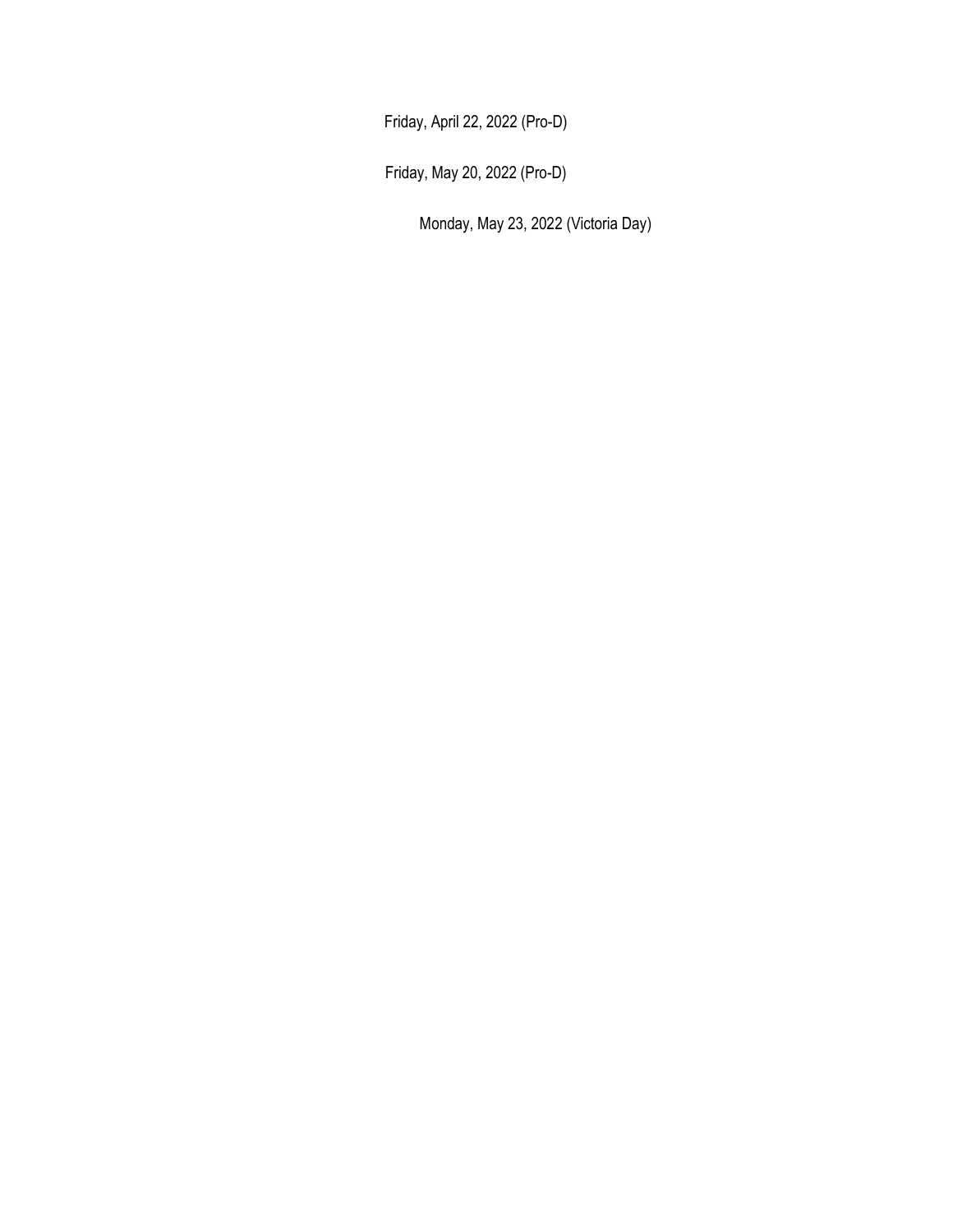Friday, April 22, 2022 (Pro-D)

Friday, May 20, 2022 (Pro-D)

Monday, May 23, 2022 (Victoria Day)